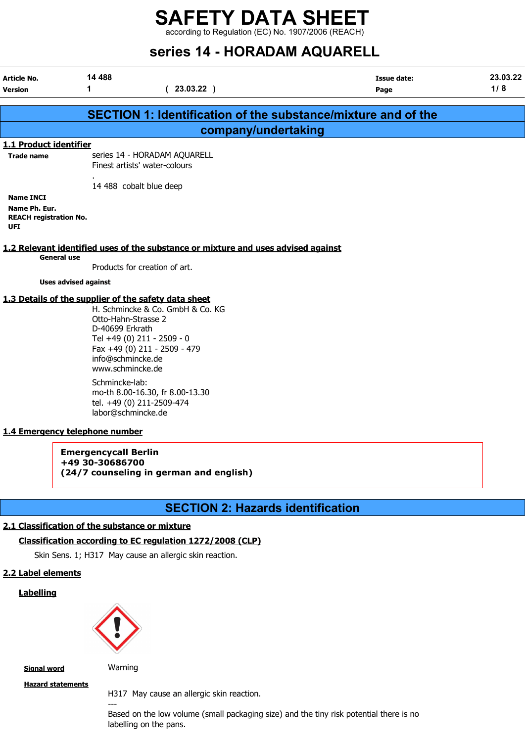# SAFETY DATA SHEET

according to Regulation (EC) No. 1907/2006 (REACH)

## series 14 - HORADAM AQUARELL

| Article No. | 14 488 | | Issue date: | 23.03.22 |
|---|---|---|---|---|
| Version | 1 | ( 23.03.22 ) | Page | 1/ 8 |

## SECTION 1: Identification of the substance/mixture and of the company/undertaking

### 1.1 Product identifier

**Trade name**
series 14 - HORADAM AQUARELL
Finest artists' water-colours
.
14 488 cobalt blue deep

**Name INCI**

**Name Ph. Eur.**

**REACH registration No.**

**UFI**

### 1.2 Relevant identified uses of the substance or mixture and uses advised against

**General use**

Products for creation of art.

**Uses advised against**

### 1.3 Details of the supplier of the safety data sheet

H. Schmincke & Co. GmbH & Co. KG
Otto-Hahn-Strasse 2
D-40699 Erkrath
Tel +49 (0) 211 - 2509 - 0
Fax +49 (0) 211 - 2509 - 479
info@schmincke.de
www.schmincke.de

Schmincke-lab:
mo-th 8.00-16.30, fr 8.00-13.30
tel. +49 (0) 211-2509-474
labor@schmincke.de

### 1.4 Emergency telephone number

**Emergencycall Berlin**
**+49 30-30686700**
**(24/7 counseling in german and english)**

## SECTION 2: Hazards identification

### 2.1 Classification of the substance or mixture

**Classification according to EC regulation 1272/2008 (CLP)**

Skin Sens. 1; H317 May cause an allergic skin reaction.

### 2.2 Label elements

**Labelling**

**Signal word** Warning

**Hazard statements**

H317 May cause an allergic skin reaction.
---
Based on the low volume (small packaging size) and the tiny risk potential there is no labelling on the pans.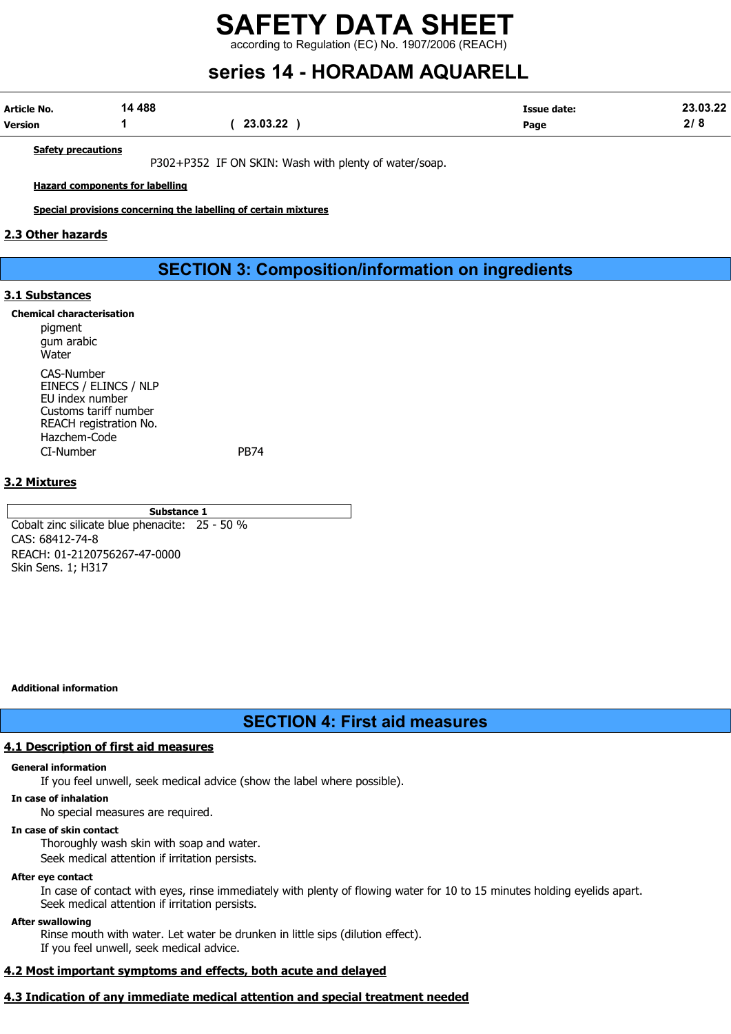**Safety precautions**

P302+P352 IF ON SKIN: Wash with plenty of water/soap.

**Hazard components for labelling**

**Special provisions concerning the labelling of certain mixtures**

### 2.3 Other hazards

## SECTION 3: Composition/information on ingredients

### 3.1 Substances

**Chemical characterisation**

pigment
gum arabic
Water

| | |
|---|---|
| CAS-Number | |
| EINECS / ELINCS / NLP | |
| EU index number | |
| Customs tariff number | |
| REACH registration No. | |
| Hazchem-Code | |
| CI-Number | PB74 |

### 3.2 Mixtures

| Substance 1 |
|---|
| Cobalt zinc silicate blue phenacite: 25 - 50 %<br>CAS: 68412-74-8<br>REACH: 01-2120756267-47-0000<br>Skin Sens. 1; H317 |

**Additional information**

## SECTION 4: First aid measures

### 4.1 Description of first aid measures

**General information**

If you feel unwell, seek medical advice (show the label where possible).

**In case of inhalation**

No special measures are required.

**In case of skin contact**

Thoroughly wash skin with soap and water.
Seek medical attention if irritation persists.

**After eye contact**

In case of contact with eyes, rinse immediately with plenty of flowing water for 10 to 15 minutes holding eyelids apart.
Seek medical attention if irritation persists.

**After swallowing**

Rinse mouth with water. Let water be drunken in little sips (dilution effect).
If you feel unwell, seek medical advice.

### 4.2 Most important symptoms and effects, both acute and delayed

### 4.3 Indication of any immediate medical attention and special treatment needed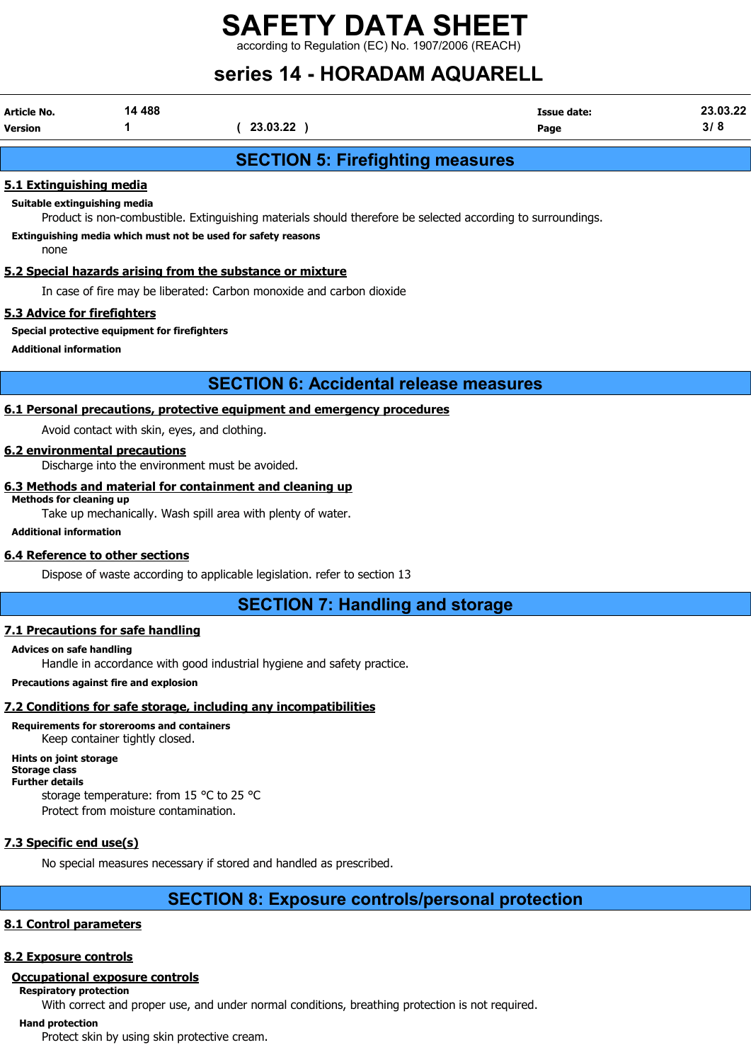## SECTION 5: Firefighting measures

### 5.1 Extinguishing media

**Suitable extinguishing media**

Product is non-combustible. Extinguishing materials should therefore be selected according to surroundings.

**Extinguishing media which must not be used for safety reasons**

none

### 5.2 Special hazards arising from the substance or mixture

In case of fire may be liberated: Carbon monoxide and carbon dioxide

### 5.3 Advice for firefighters

**Special protective equipment for firefighters**

**Additional information**

## SECTION 6: Accidental release measures

### 6.1 Personal precautions, protective equipment and emergency procedures

Avoid contact with skin, eyes, and clothing.

### 6.2 environmental precautions

Discharge into the environment must be avoided.

### 6.3 Methods and material for containment and cleaning up

**Methods for cleaning up**

Take up mechanically. Wash spill area with plenty of water.

**Additional information**

### 6.4 Reference to other sections

Dispose of waste according to applicable legislation. refer to section 13

## SECTION 7: Handling and storage

### 7.1 Precautions for safe handling

**Advices on safe handling**

Handle in accordance with good industrial hygiene and safety practice.

**Precautions against fire and explosion**

### 7.2 Conditions for safe storage, including any incompatibilities

**Requirements for storerooms and containers**

Keep container tightly closed.

**Hints on joint storage**

**Storage class**

**Further details**

storage temperature: from 15 °C to 25 °C

Protect from moisture contamination.

### 7.3 Specific end use(s)

No special measures necessary if stored and handled as prescribed.

## SECTION 8: Exposure controls/personal protection

### 8.1 Control parameters

### 8.2 Exposure controls

**Occupational exposure controls**

**Respiratory protection**

With correct and proper use, and under normal conditions, breathing protection is not required.

**Hand protection**

Protect skin by using skin protective cream.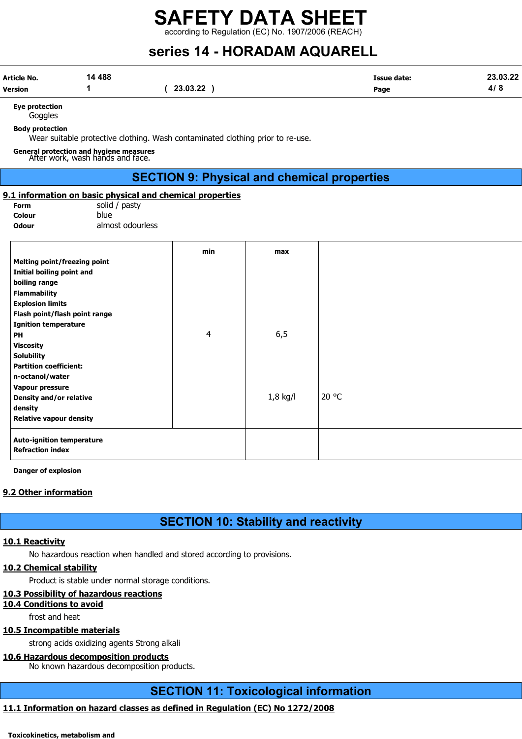**Eye protection**

Goggles

**Body protection**

Wear suitable protective clothing. Wash contaminated clothing prior to re-use.

**General protection and hygiene measures**

After work, wash hands and face.

# SECTION 9: Physical and chemical properties

## 9.1 information on basic physical and chemical properties

| | |
|---|---|
| **Form** | solid / pasty |
| **Colour** | blue |
| **Odour** | almost odourless |

| | min | max | |
|---|---|---|---|
| **Melting point/freezing point** | | | |
| **Initial boiling point and boiling range** | | | |
| **Flammability** | | | |
| **Explosion limits** | | | |
| **Flash point/flash point range** | | | |
| **Ignition temperature** | | | |
| **PH** | 4 | 6,5 | |
| **Viscosity** | | | |
| **Solubility** | | | |
| **Partition coefficient: n-octanol/water** | | | |
| **Vapour pressure** | | | |
| **Density and/or relative density** | | 1,8 kg/l | 20 °C |
| **Relative vapour density** | | | |
| **Auto-ignition temperature** | | | |
| **Refraction index** | | | |

**Danger of explosion**

## 9.2 Other information

# SECTION 10: Stability and reactivity

## 10.1 Reactivity

No hazardous reaction when handled and stored according to provisions.

## 10.2 Chemical stability

Product is stable under normal storage conditions.

## 10.3 Possibility of hazardous reactions

## 10.4 Conditions to avoid

frost and heat

## 10.5 Incompatible materials

strong acids oxidizing agents Strong alkali

## 10.6 Hazardous decomposition products

No known hazardous decomposition products.

# SECTION 11: Toxicological information

## 11.1 Information on hazard classes as defined in Regulation (EC) No 1272/2008

**Toxicokinetics, metabolism and**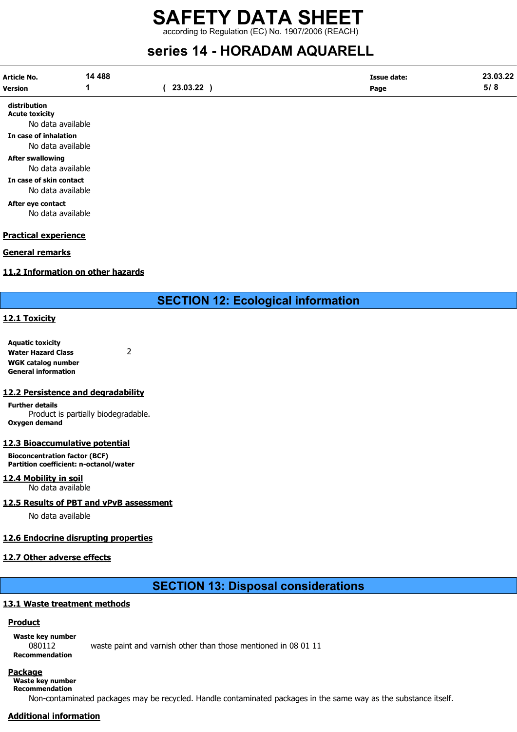distribution

**Acute toxicity**

No data available

**In case of inhalation**

No data available

**After swallowing**

No data available

**In case of skin contact**

No data available

**After eye contact**

No data available

### Practical experience

### General remarks

### 11.2 Information on other hazards

## SECTION 12: Ecological information

### 12.1 Toxicity

**Aquatic toxicity**

**Water Hazard Class** 2

**WGK catalog number**

**General information**

### 12.2 Persistence and degradability

**Further details**

Product is partially biodegradable.

**Oxygen demand**

### 12.3 Bioaccumulative potential

**Bioconcentration factor (BCF)**

**Partition coefficient: n-octanol/water**

### 12.4 Mobility in soil

No data available

### 12.5 Results of PBT and vPvB assessment

No data available

### 12.6 Endocrine disrupting properties

### 12.7 Other adverse effects

## SECTION 13: Disposal considerations

### 13.1 Waste treatment methods

#### Product

**Waste key number**

080112 waste paint and varnish other than those mentioned in 08 01 11

**Recommendation**

#### Package

**Waste key number**

**Recommendation**

Non-contaminated packages may be recycled. Handle contaminated packages in the same way as the substance itself.

#### Additional information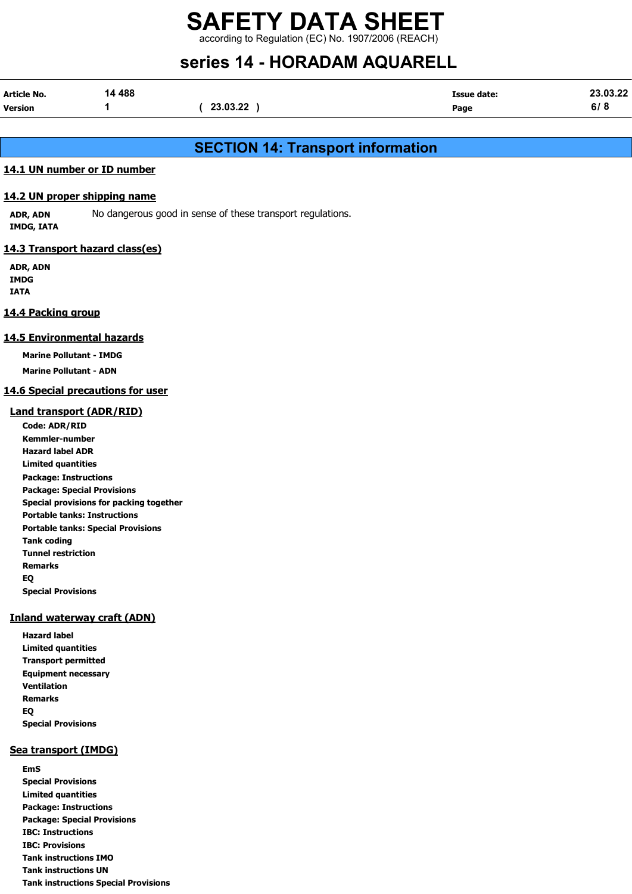## SECTION 14: Transport information

### 14.1 UN number or ID number

### 14.2 UN proper shipping name

**ADR, ADN**
**IMDG, IATA**

No dangerous good in sense of these transport regulations.

### 14.3 Transport hazard class(es)

**ADR, ADN**
**IMDG**
**IATA**

### 14.4 Packing group

### 14.5 Environmental hazards

**Marine Pollutant - IMDG**

**Marine Pollutant - ADN**

### 14.6 Special precautions for user

#### Land transport (ADR/RID)

**Code: ADR/RID**
**Kemmler-number**
**Hazard label ADR**
**Limited quantities**
**Package: Instructions**
**Package: Special Provisions**
**Special provisions for packing together**
**Portable tanks: Instructions**
**Portable tanks: Special Provisions**
**Tank coding**
**Tunnel restriction**
**Remarks**
**EQ**
**Special Provisions**

#### Inland waterway craft (ADN)

**Hazard label**
**Limited quantities**
**Transport permitted**
**Equipment necessary**
**Ventilation**
**Remarks**
**EQ**
**Special Provisions**

#### Sea transport (IMDG)

**EmS**
**Special Provisions**
**Limited quantities**
**Package: Instructions**
**Package: Special Provisions**
**IBC: Instructions**
**IBC: Provisions**
**Tank instructions IMO**
**Tank instructions UN**
**Tank instructions Special Provisions**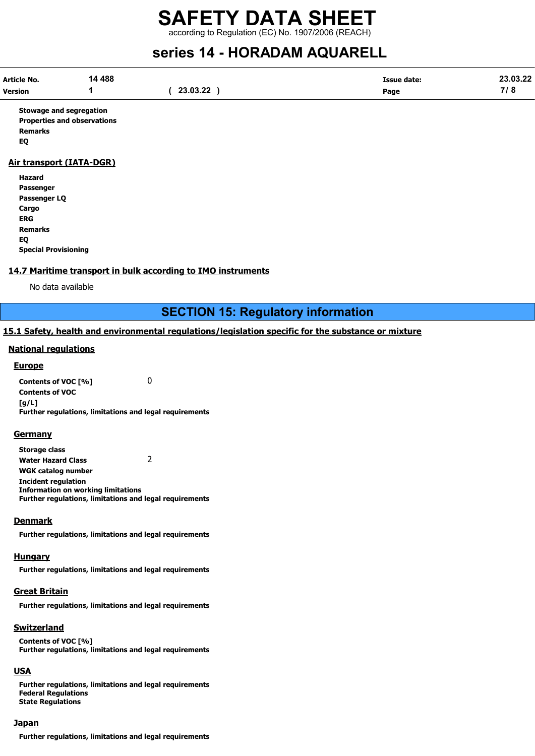**Stowage and segregation**
**Properties and observations**
**Remarks**
**EQ**

## Air transport (IATA-DGR)

**Hazard**
**Passenger**
**Passenger LQ**
**Cargo**
**ERG**
**Remarks**
**EQ**
**Special Provisioning**

## 14.7 Maritime transport in bulk according to IMO instruments

No data available

# SECTION 15: Regulatory information

## 15.1 Safety, health and environmental regulations/legislation specific for the substance or mixture

### National regulations

#### Europe

**Contents of VOC [%]** 0
**Contents of VOC [g/L]**
**Further regulations, limitations and legal requirements**

#### Germany

**Storage class**
**Water Hazard Class** 2
**WGK catalog number**
**Incident regulation**
**Information on working limitations**
**Further regulations, limitations and legal requirements**

#### Denmark

**Further regulations, limitations and legal requirements**

#### Hungary

**Further regulations, limitations and legal requirements**

#### Great Britain

**Further regulations, limitations and legal requirements**

#### Switzerland

**Contents of VOC [%]**
**Further regulations, limitations and legal requirements**

#### USA

**Further regulations, limitations and legal requirements**
**Federal Regulations**
**State Regulations**

#### Japan

**Further regulations, limitations and legal requirements**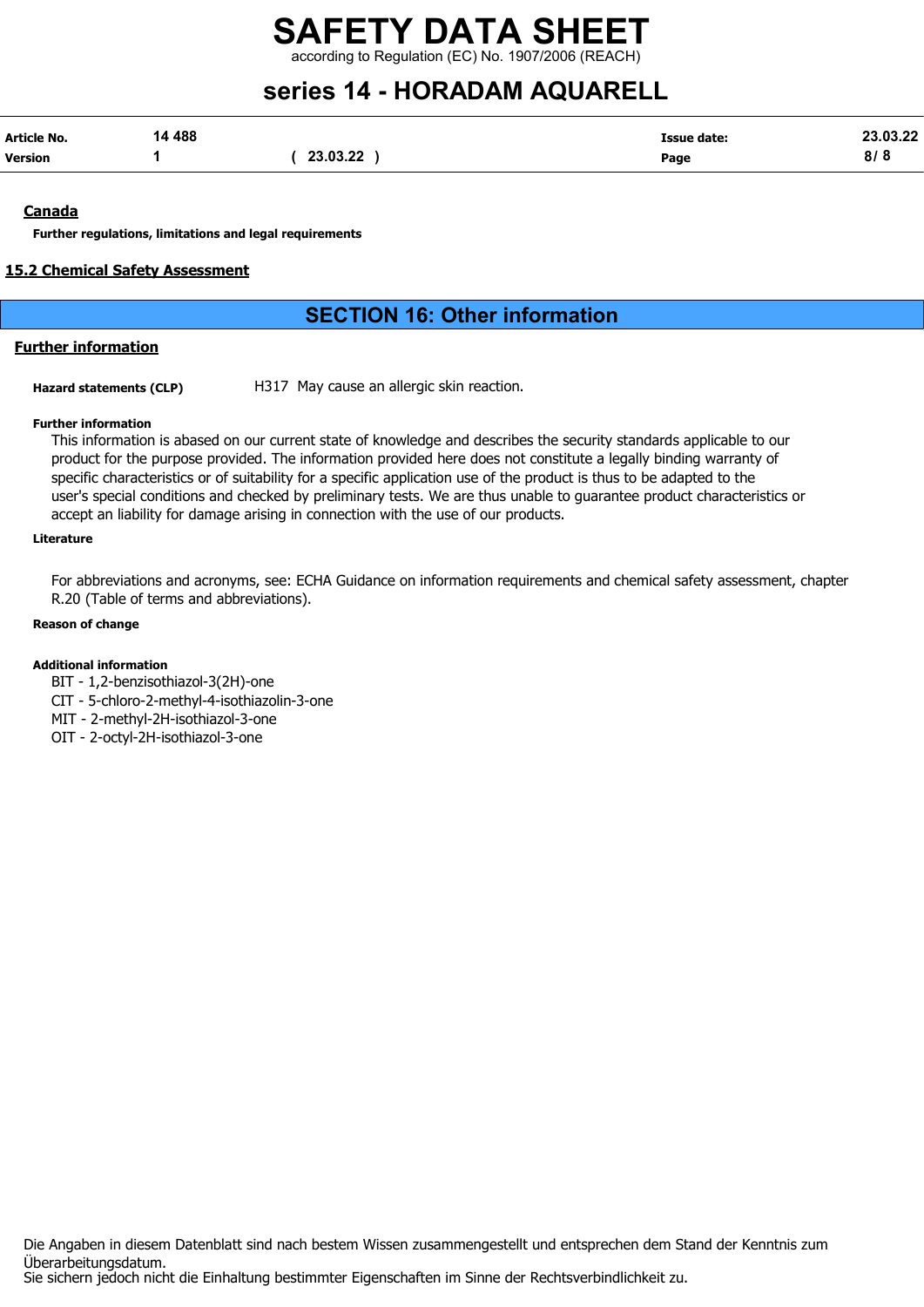**Canada**

**Further regulations, limitations and legal requirements**

## 15.2 Chemical Safety Assessment

## SECTION 16: Other information

### Further information

**Hazard statements (CLP)** H317 May cause an allergic skin reaction.

**Further information**

This information is abased on our current state of knowledge and describes the security standards applicable to our product for the purpose provided. The information provided here does not constitute a legally binding warranty of specific characteristics or of suitability for a specific application use of the product is thus to be adapted to the user's special conditions and checked by preliminary tests. We are thus unable to guarantee product characteristics or accept an liability for damage arising in connection with the use of our products.

**Literature**

For abbreviations and acronyms, see: ECHA Guidance on information requirements and chemical safety assessment, chapter R.20 (Table of terms and abbreviations).

**Reason of change**

**Additional information**

BIT - 1,2-benzisothiazol-3(2H)-one
CIT - 5-chloro-2-methyl-4-isothiazolin-3-one
MIT - 2-methyl-2H-isothiazol-3-one
OIT - 2-octyl-2H-isothiazol-3-one

Die Angaben in diesem Datenblatt sind nach bestem Wissen zusammengestellt und entsprechen dem Stand der Kenntnis zum Überarbeitungsdatum.
Sie sichern jedoch nicht die Einhaltung bestimmter Eigenschaften im Sinne der Rechtsverbindlichkeit zu.